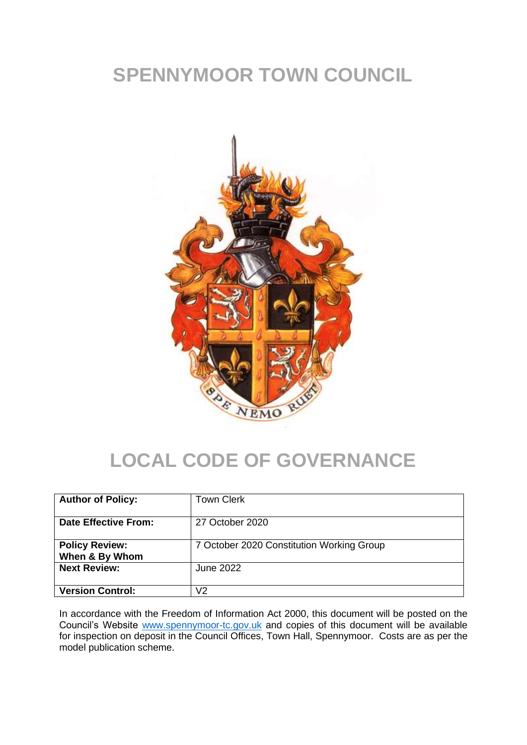# SPENNYMOOR TOWN COUNCIL

# LOCAL CODE OF GOVERNANCE

| | |
|---|---|
| **Author of Policy:** | Town Clerk |
| **Date Effective From:** | 27 October 2020 |
| **Policy Review: When & By Whom** | 7 October 2020 Constitution Working Group |
| **Next Review:** | June 2022 |
| **Version Control:** | V2 |

In accordance with the Freedom of Information Act 2000, this document will be posted on the Council's Website www.spennymoor-tc.gov.uk and copies of this document will be available for inspection on deposit in the Council Offices, Town Hall, Spennymoor. Costs are as per the model publication scheme.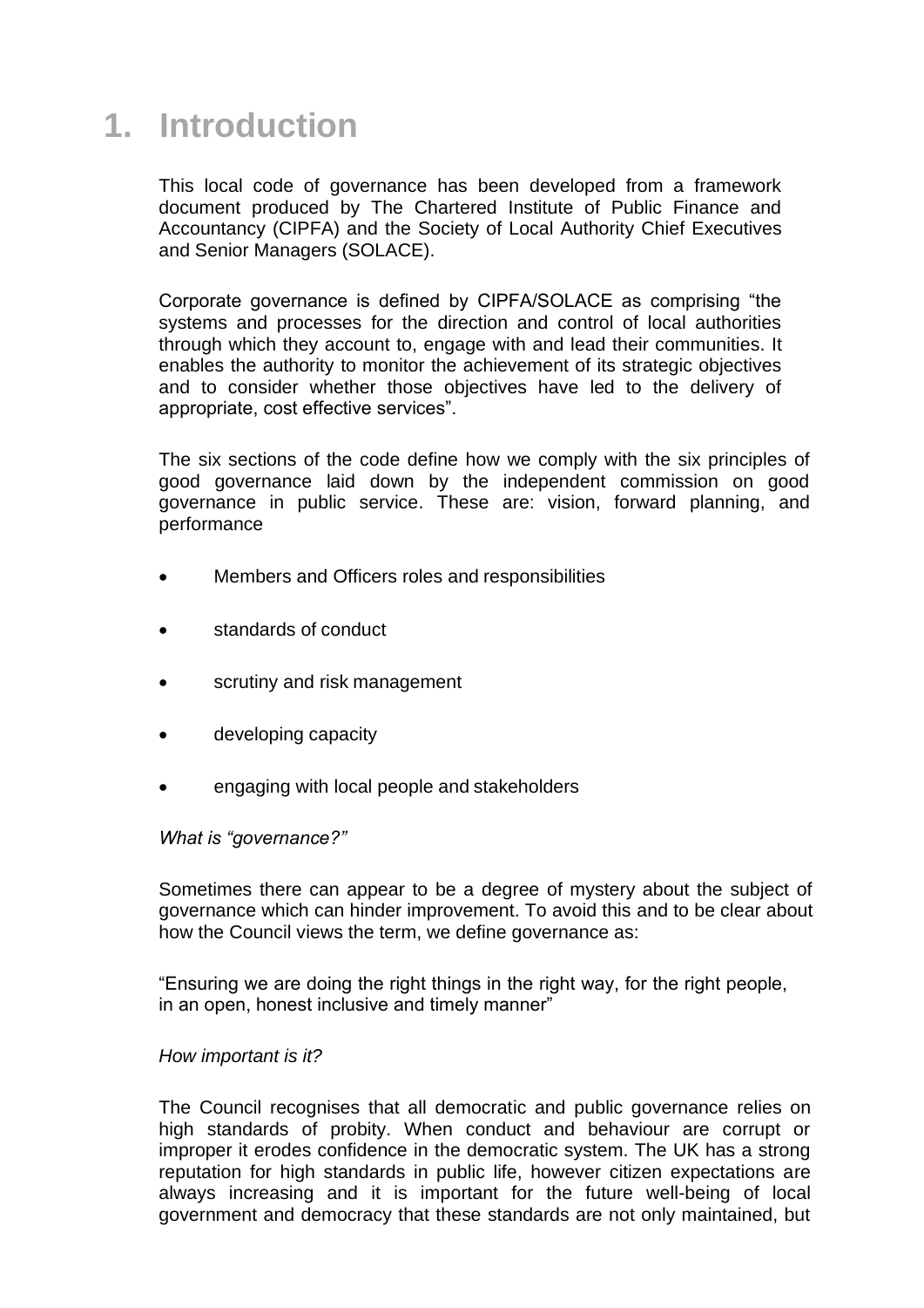# 1. Introduction

This local code of governance has been developed from a framework document produced by The Chartered Institute of Public Finance and Accountancy (CIPFA) and the Society of Local Authority Chief Executives and Senior Managers (SOLACE).

Corporate governance is defined by CIPFA/SOLACE as comprising "the systems and processes for the direction and control of local authorities through which they account to, engage with and lead their communities. It enables the authority to monitor the achievement of its strategic objectives and to consider whether those objectives have led to the delivery of appropriate, cost effective services".

The six sections of the code define how we comply with the six principles of good governance laid down by the independent commission on good governance in public service. These are: vision, forward planning, and performance

- Members and Officers roles and responsibilities
- standards of conduct
- scrutiny and risk management
- developing capacity
- engaging with local people and stakeholders

*What is "governance?"*

Sometimes there can appear to be a degree of mystery about the subject of governance which can hinder improvement. To avoid this and to be clear about how the Council views the term, we define governance as:

"Ensuring we are doing the right things in the right way, for the right people, in an open, honest inclusive and timely manner"

*How important is it?*

The Council recognises that all democratic and public governance relies on high standards of probity. When conduct and behaviour are corrupt or improper it erodes confidence in the democratic system. The UK has a strong reputation for high standards in public life, however citizen expectations are always increasing and it is important for the future well-being of local government and democracy that these standards are not only maintained, but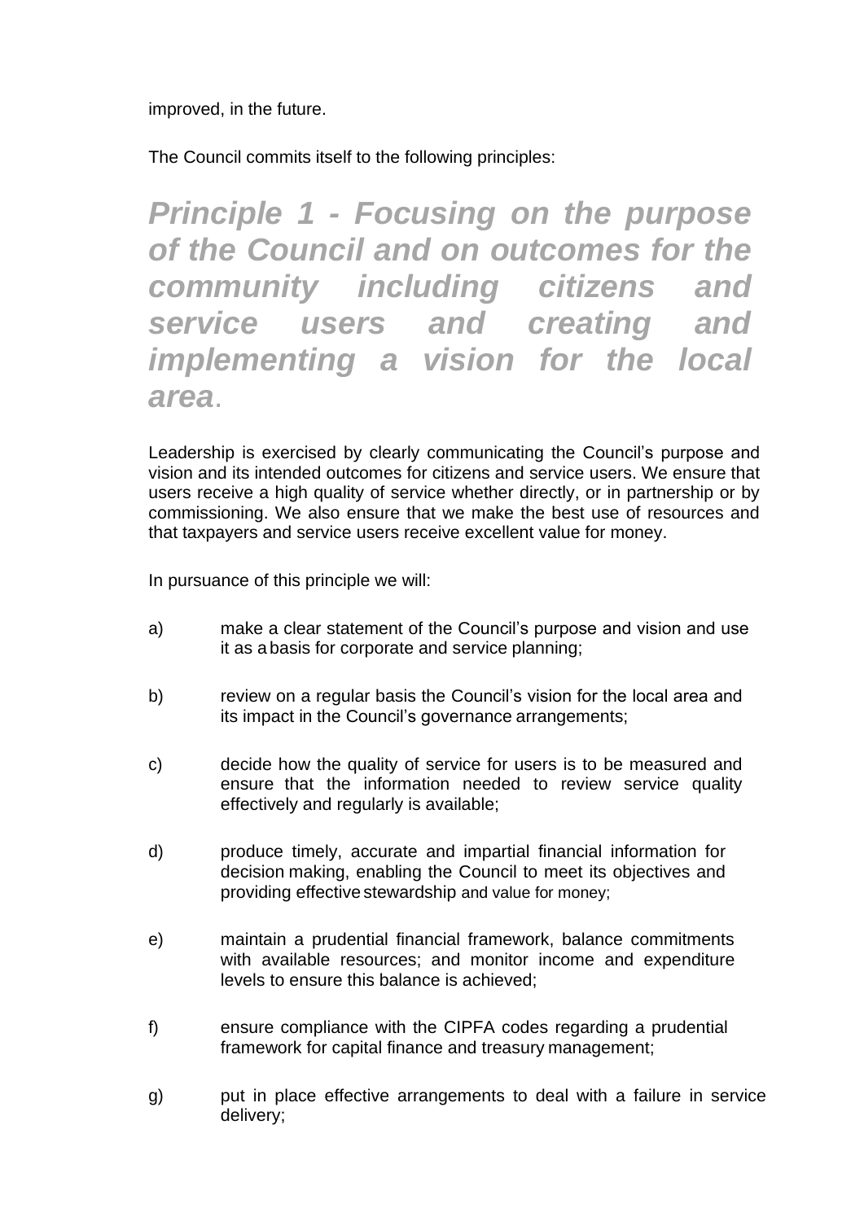improved, in the future.

The Council commits itself to the following principles:

## *Principle 1 - Focusing on the purpose of the Council and on outcomes for the community including citizens and service users and creating and implementing a vision for the local area*.

Leadership is exercised by clearly communicating the Council's purpose and vision and its intended outcomes for citizens and service users. We ensure that users receive a high quality of service whether directly, or in partnership or by commissioning. We also ensure that we make the best use of resources and that taxpayers and service users receive excellent value for money.

In pursuance of this principle we will:

a) make a clear statement of the Council's purpose and vision and use it as a basis for corporate and service planning;

b) review on a regular basis the Council's vision for the local area and its impact in the Council's governance arrangements;

c) decide how the quality of service for users is to be measured and ensure that the information needed to review service quality effectively and regularly is available;

d) produce timely, accurate and impartial financial information for decision making, enabling the Council to meet its objectives and providing effective stewardship and value for money;

e) maintain a prudential financial framework, balance commitments with available resources; and monitor income and expenditure levels to ensure this balance is achieved;

f) ensure compliance with the CIPFA codes regarding a prudential framework for capital finance and treasury management;

g) put in place effective arrangements to deal with a failure in service delivery;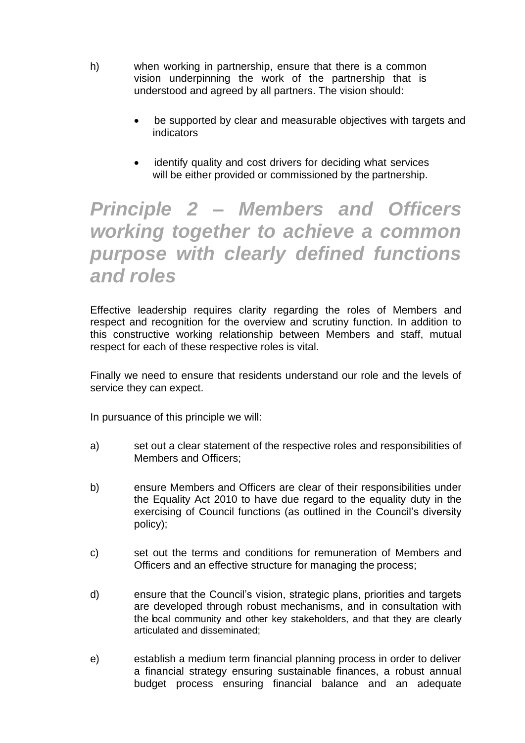h) when working in partnership, ensure that there is a common vision underpinning the work of the partnership that is understood and agreed by all partners. The vision should:

- be supported by clear and measurable objectives with targets and indicators
- identify quality and cost drivers for deciding what services will be either provided or commissioned by the partnership.

## *Principle 2 – Members and Officers working together to achieve a common purpose with clearly defined functions and roles*

Effective leadership requires clarity regarding the roles of Members and respect and recognition for the overview and scrutiny function. In addition to this constructive working relationship between Members and staff, mutual respect for each of these respective roles is vital.

Finally we need to ensure that residents understand our role and the levels of service they can expect.

In pursuance of this principle we will:

a) set out a clear statement of the respective roles and responsibilities of Members and Officers;

b) ensure Members and Officers are clear of their responsibilities under the Equality Act 2010 to have due regard to the equality duty in the exercising of Council functions (as outlined in the Council's diversity policy);

c) set out the terms and conditions for remuneration of Members and Officers and an effective structure for managing the process;

d) ensure that the Council's vision, strategic plans, priorities and targets are developed through robust mechanisms, and in consultation with the local community and other key stakeholders, and that they are clearly articulated and disseminated;

e) establish a medium term financial planning process in order to deliver a financial strategy ensuring sustainable finances, a robust annual budget process ensuring financial balance and an adequate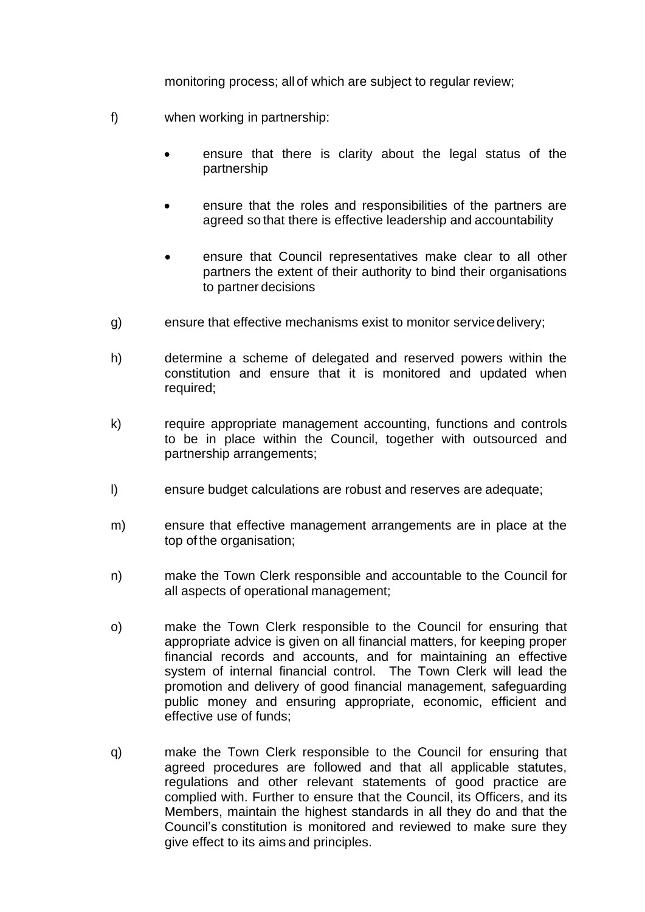monitoring process; all of which are subject to regular review;

f) when working in partnership:

- ensure that there is clarity about the legal status of the partnership
- ensure that the roles and responsibilities of the partners are agreed so that there is effective leadership and accountability
- ensure that Council representatives make clear to all other partners the extent of their authority to bind their organisations to partner decisions

g) ensure that effective mechanisms exist to monitor service delivery;

h) determine a scheme of delegated and reserved powers within the constitution and ensure that it is monitored and updated when required;

k) require appropriate management accounting, functions and controls to be in place within the Council, together with outsourced and partnership arrangements;

l) ensure budget calculations are robust and reserves are adequate;

m) ensure that effective management arrangements are in place at the top of the organisation;

n) make the Town Clerk responsible and accountable to the Council for all aspects of operational management;

o) make the Town Clerk responsible to the Council for ensuring that appropriate advice is given on all financial matters, for keeping proper financial records and accounts, and for maintaining an effective system of internal financial control. The Town Clerk will lead the promotion and delivery of good financial management, safeguarding public money and ensuring appropriate, economic, efficient and effective use of funds;

q) make the Town Clerk responsible to the Council for ensuring that agreed procedures are followed and that all applicable statutes, regulations and other relevant statements of good practice are complied with. Further to ensure that the Council, its Officers, and its Members, maintain the highest standards in all they do and that the Council's constitution is monitored and reviewed to make sure they give effect to its aims and principles.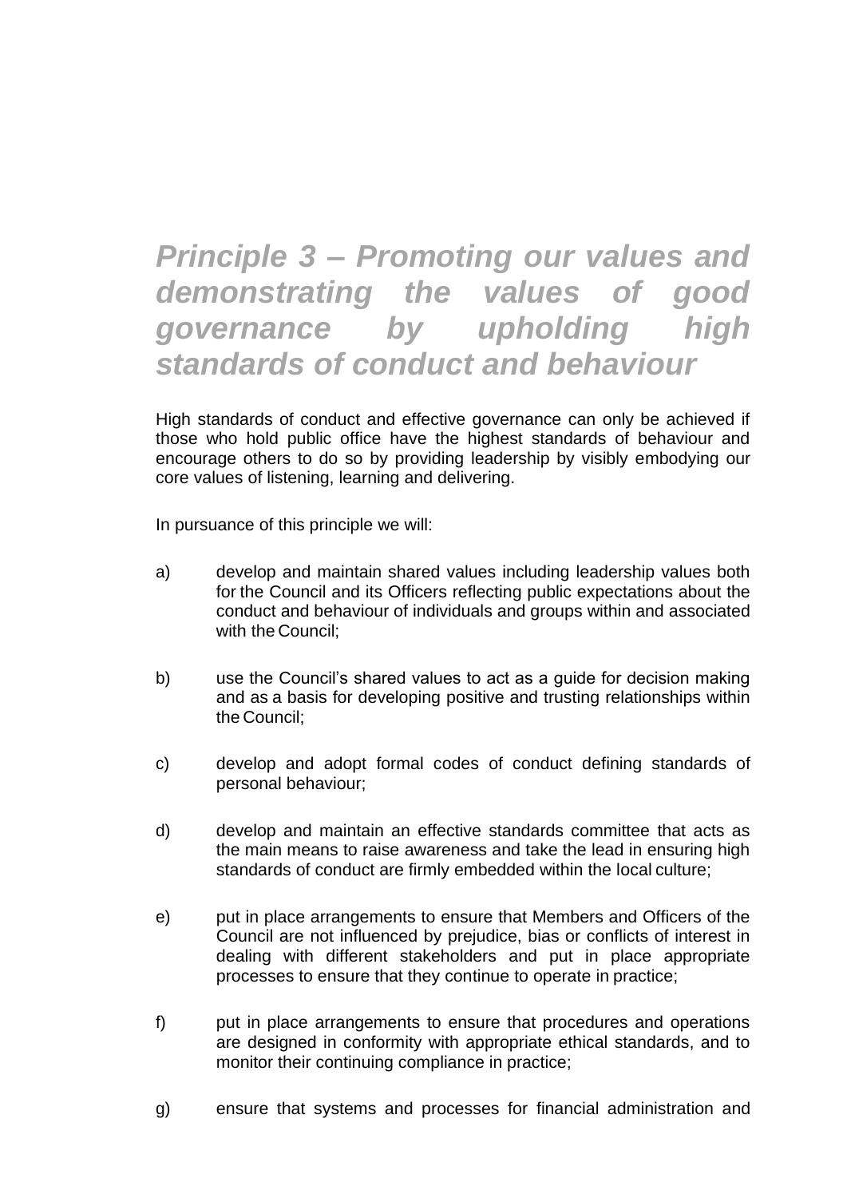## *Principle 3 – Promoting our values and demonstrating the values of good governance by upholding high standards of conduct and behaviour*

High standards of conduct and effective governance can only be achieved if those who hold public office have the highest standards of behaviour and encourage others to do so by providing leadership by visibly embodying our core values of listening, learning and delivering.

In pursuance of this principle we will:

a) develop and maintain shared values including leadership values both for the Council and its Officers reflecting public expectations about the conduct and behaviour of individuals and groups within and associated with the Council;

b) use the Council's shared values to act as a guide for decision making and as a basis for developing positive and trusting relationships within the Council;

c) develop and adopt formal codes of conduct defining standards of personal behaviour;

d) develop and maintain an effective standards committee that acts as the main means to raise awareness and take the lead in ensuring high standards of conduct are firmly embedded within the local culture;

e) put in place arrangements to ensure that Members and Officers of the Council are not influenced by prejudice, bias or conflicts of interest in dealing with different stakeholders and put in place appropriate processes to ensure that they continue to operate in practice;

f) put in place arrangements to ensure that procedures and operations are designed in conformity with appropriate ethical standards, and to monitor their continuing compliance in practice;

g) ensure that systems and processes for financial administration and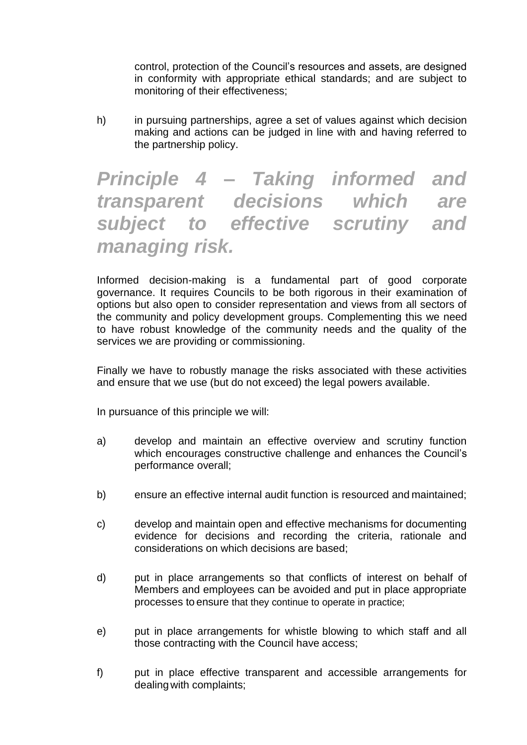control, protection of the Council's resources and assets, are designed in conformity with appropriate ethical standards; and are subject to monitoring of their effectiveness;

h) in pursuing partnerships, agree a set of values against which decision making and actions can be judged in line with and having referred to the partnership policy.

## *Principle 4 – Taking informed and transparent decisions which are subject to effective scrutiny and managing risk.*

Informed decision-making is a fundamental part of good corporate governance. It requires Councils to be both rigorous in their examination of options but also open to consider representation and views from all sectors of the community and policy development groups. Complementing this we need to have robust knowledge of the community needs and the quality of the services we are providing or commissioning.

Finally we have to robustly manage the risks associated with these activities and ensure that we use (but do not exceed) the legal powers available.

In pursuance of this principle we will:

a) develop and maintain an effective overview and scrutiny function which encourages constructive challenge and enhances the Council's performance overall;

b) ensure an effective internal audit function is resourced and maintained;

c) develop and maintain open and effective mechanisms for documenting evidence for decisions and recording the criteria, rationale and considerations on which decisions are based;

d) put in place arrangements so that conflicts of interest on behalf of Members and employees can be avoided and put in place appropriate processes to ensure that they continue to operate in practice;

e) put in place arrangements for whistle blowing to which staff and all those contracting with the Council have access;

f) put in place effective transparent and accessible arrangements for dealing with complaints;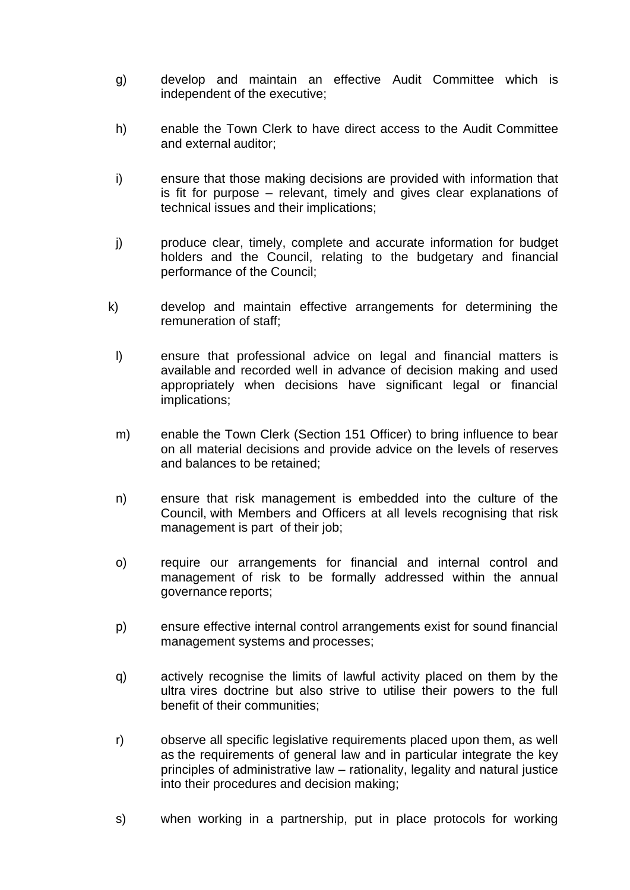g) develop and maintain an effective Audit Committee which is independent of the executive;

h) enable the Town Clerk to have direct access to the Audit Committee and external auditor;

i) ensure that those making decisions are provided with information that is fit for purpose – relevant, timely and gives clear explanations of technical issues and their implications;

j) produce clear, timely, complete and accurate information for budget holders and the Council, relating to the budgetary and financial performance of the Council;

k) develop and maintain effective arrangements for determining the remuneration of staff;

l) ensure that professional advice on legal and financial matters is available and recorded well in advance of decision making and used appropriately when decisions have significant legal or financial implications;

m) enable the Town Clerk (Section 151 Officer) to bring influence to bear on all material decisions and provide advice on the levels of reserves and balances to be retained;

n) ensure that risk management is embedded into the culture of the Council, with Members and Officers at all levels recognising that risk management is part of their job;

o) require our arrangements for financial and internal control and management of risk to be formally addressed within the annual governance reports;

p) ensure effective internal control arrangements exist for sound financial management systems and processes;

q) actively recognise the limits of lawful activity placed on them by the ultra vires doctrine but also strive to utilise their powers to the full benefit of their communities;

r) observe all specific legislative requirements placed upon them, as well as the requirements of general law and in particular integrate the key principles of administrative law – rationality, legality and natural justice into their procedures and decision making;

s) when working in a partnership, put in place protocols for working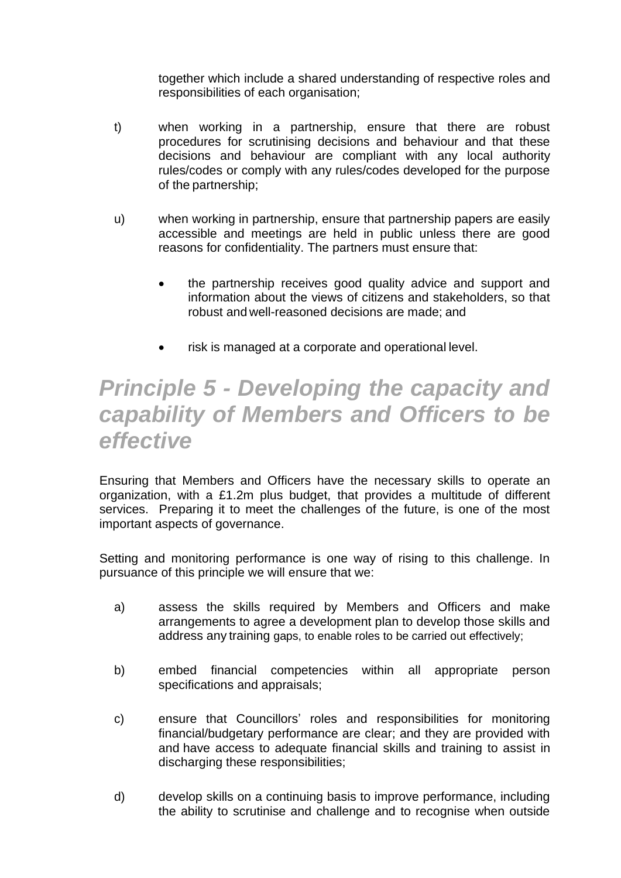together which include a shared understanding of respective roles and responsibilities of each organisation;

t) when working in a partnership, ensure that there are robust procedures for scrutinising decisions and behaviour and that these decisions and behaviour are compliant with any local authority rules/codes or comply with any rules/codes developed for the purpose of the partnership;

u) when working in partnership, ensure that partnership papers are easily accessible and meetings are held in public unless there are good reasons for confidentiality. The partners must ensure that:

- the partnership receives good quality advice and support and information about the views of citizens and stakeholders, so that robust and well-reasoned decisions are made; and
- risk is managed at a corporate and operational level.

## *Principle 5 - Developing the capacity and capability of Members and Officers to be effective*

Ensuring that Members and Officers have the necessary skills to operate an organization, with a £1.2m plus budget, that provides a multitude of different services. Preparing it to meet the challenges of the future, is one of the most important aspects of governance.

Setting and monitoring performance is one way of rising to this challenge. In pursuance of this principle we will ensure that we:

a) assess the skills required by Members and Officers and make arrangements to agree a development plan to develop those skills and address any training gaps, to enable roles to be carried out effectively;

b) embed financial competencies within all appropriate person specifications and appraisals;

c) ensure that Councillors' roles and responsibilities for monitoring financial/budgetary performance are clear; and they are provided with and have access to adequate financial skills and training to assist in discharging these responsibilities;

d) develop skills on a continuing basis to improve performance, including the ability to scrutinise and challenge and to recognise when outside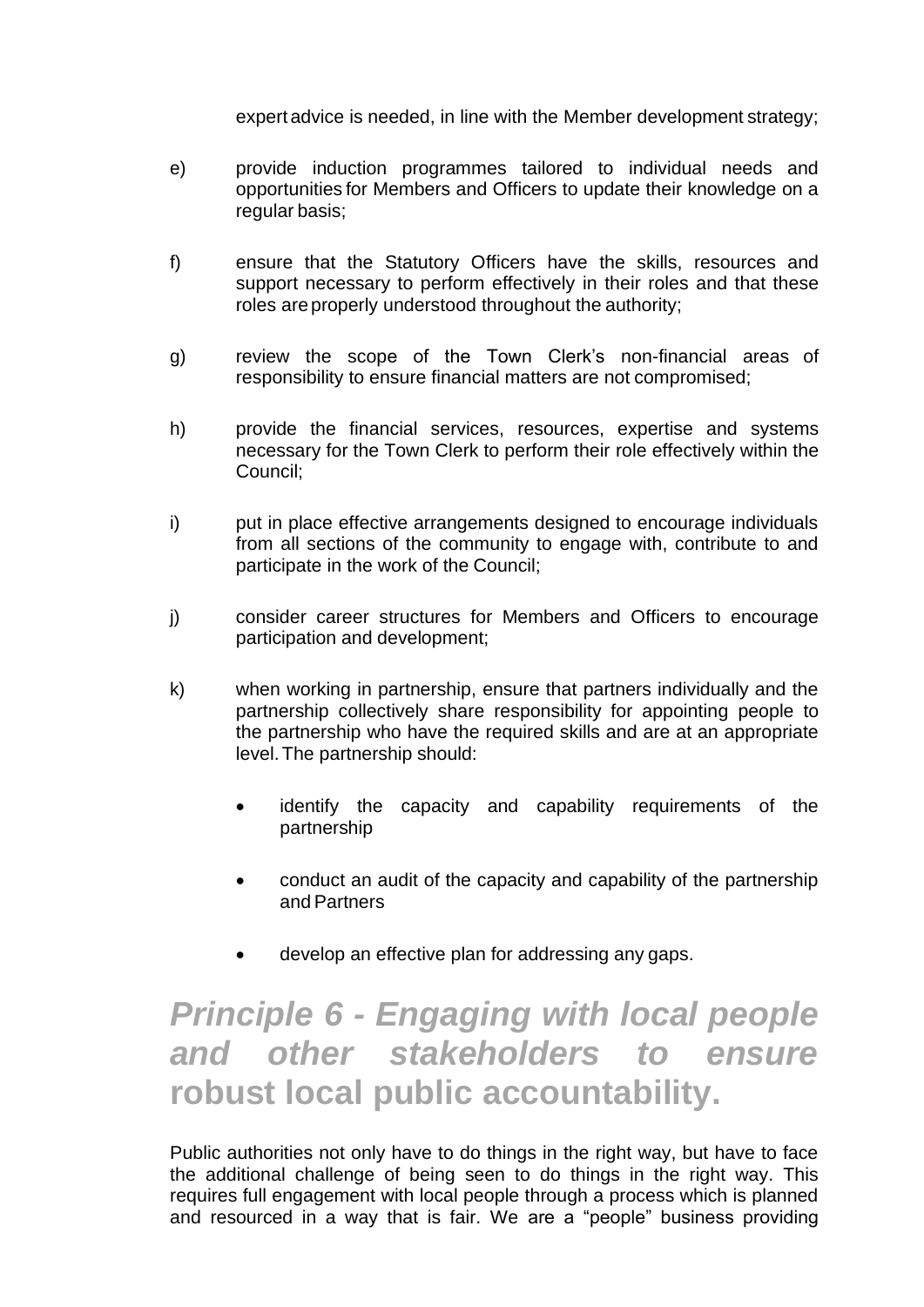expert advice is needed, in line with the Member development strategy;

e) provide induction programmes tailored to individual needs and opportunities for Members and Officers to update their knowledge on a regular basis;

f) ensure that the Statutory Officers have the skills, resources and support necessary to perform effectively in their roles and that these roles are properly understood throughout the authority;

g) review the scope of the Town Clerk's non-financial areas of responsibility to ensure financial matters are not compromised;

h) provide the financial services, resources, expertise and systems necessary for the Town Clerk to perform their role effectively within the Council;

i) put in place effective arrangements designed to encourage individuals from all sections of the community to engage with, contribute to and participate in the work of the Council;

j) consider career structures for Members and Officers to encourage participation and development;

k) when working in partnership, ensure that partners individually and the partnership collectively share responsibility for appointing people to the partnership who have the required skills and are at an appropriate level. The partnership should:

- identify the capacity and capability requirements of the partnership
- conduct an audit of the capacity and capability of the partnership and Partners
- develop an effective plan for addressing any gaps.

# *Principle 6 - Engaging with local people and other stakeholders to ensure* **robust local public accountability.**

Public authorities not only have to do things in the right way, but have to face the additional challenge of being seen to do things in the right way. This requires full engagement with local people through a process which is planned and resourced in a way that is fair. We are a "people" business providing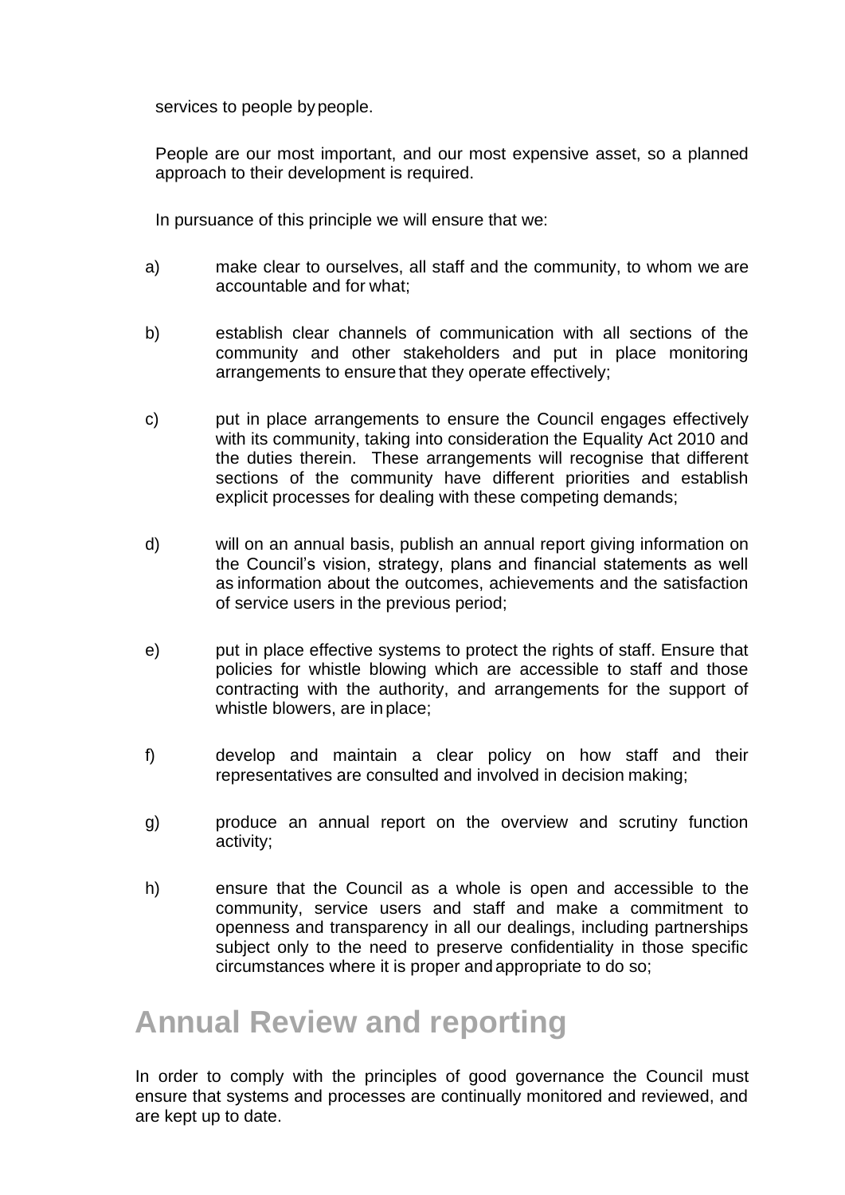services to people by people.

People are our most important, and our most expensive asset, so a planned approach to their development is required.

In pursuance of this principle we will ensure that we:

a) make clear to ourselves, all staff and the community, to whom we are accountable and for what;

b) establish clear channels of communication with all sections of the community and other stakeholders and put in place monitoring arrangements to ensure that they operate effectively;

c) put in place arrangements to ensure the Council engages effectively with its community, taking into consideration the Equality Act 2010 and the duties therein. These arrangements will recognise that different sections of the community have different priorities and establish explicit processes for dealing with these competing demands;

d) will on an annual basis, publish an annual report giving information on the Council's vision, strategy, plans and financial statements as well as information about the outcomes, achievements and the satisfaction of service users in the previous period;

e) put in place effective systems to protect the rights of staff. Ensure that policies for whistle blowing which are accessible to staff and those contracting with the authority, and arrangements for the support of whistle blowers, are in place;

f) develop and maintain a clear policy on how staff and their representatives are consulted and involved in decision making;

g) produce an annual report on the overview and scrutiny function activity;

h) ensure that the Council as a whole is open and accessible to the community, service users and staff and make a commitment to openness and transparency in all our dealings, including partnerships subject only to the need to preserve confidentiality in those specific circumstances where it is proper and appropriate to do so;

# Annual Review and reporting

In order to comply with the principles of good governance the Council must ensure that systems and processes are continually monitored and reviewed, and are kept up to date.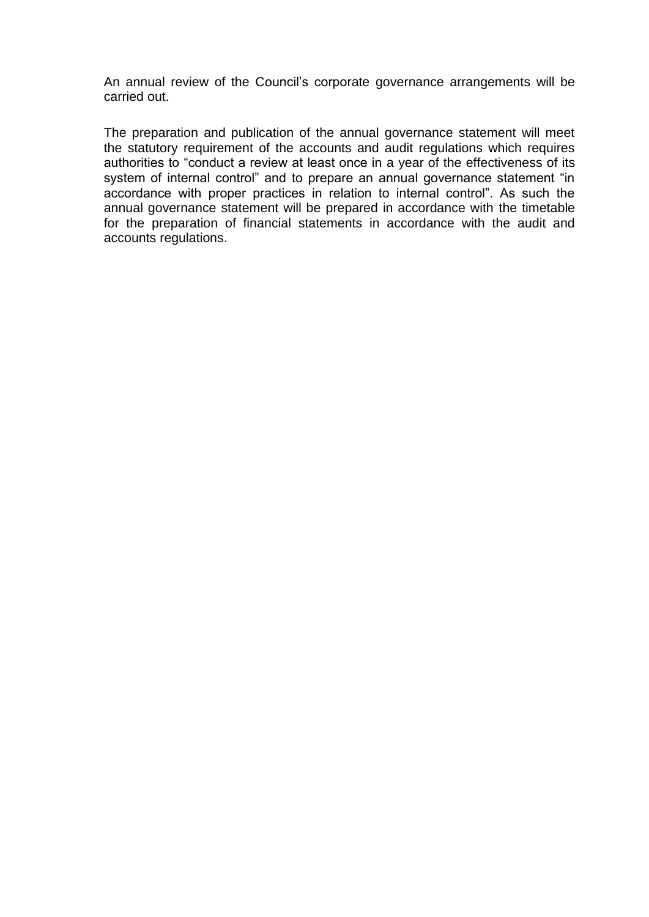An annual review of the Council's corporate governance arrangements will be carried out.

The preparation and publication of the annual governance statement will meet the statutory requirement of the accounts and audit regulations which requires authorities to "conduct a review at least once in a year of the effectiveness of its system of internal control" and to prepare an annual governance statement "in accordance with proper practices in relation to internal control". As such the annual governance statement will be prepared in accordance with the timetable for the preparation of financial statements in accordance with the audit and accounts regulations.